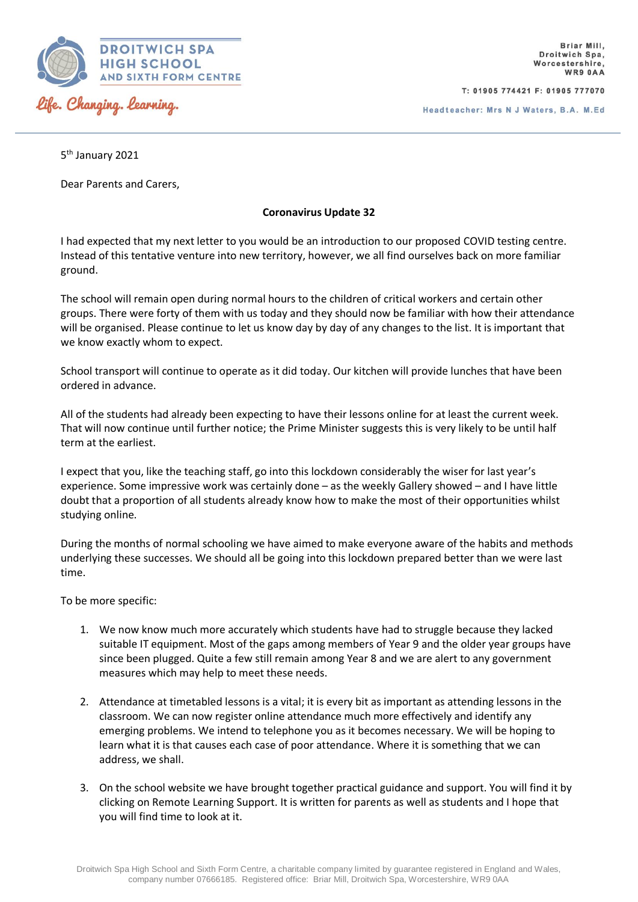**DROITWICH SPA HIGH SCHOOL AND SIXTH FORM CENTRE**

*Life. Changing. Learning.*

Briar Mill,
Droitwich Spa,
Worcestershire,
WR9 0AA

T: 01905 774421 F: 01905 777070

Headteacher: Mrs N J Waters, B.A. M.Ed

5th January 2021

Dear Parents and Carers,

**Coronavirus Update 32**

I had expected that my next letter to you would be an introduction to our proposed COVID testing centre. Instead of this tentative venture into new territory, however, we all find ourselves back on more familiar ground.

The school will remain open during normal hours to the children of critical workers and certain other groups. There were forty of them with us today and they should now be familiar with how their attendance will be organised. Please continue to let us know day by day of any changes to the list. It is important that we know exactly whom to expect.

School transport will continue to operate as it did today. Our kitchen will provide lunches that have been ordered in advance.

All of the students had already been expecting to have their lessons online for at least the current week. That will now continue until further notice; the Prime Minister suggests this is very likely to be until half term at the earliest.

I expect that you, like the teaching staff, go into this lockdown considerably the wiser for last year's experience. Some impressive work was certainly done – as the weekly Gallery showed – and I have little doubt that a proportion of all students already know how to make the most of their opportunities whilst studying online.

During the months of normal schooling we have aimed to make everyone aware of the habits and methods underlying these successes. We should all be going into this lockdown prepared better than we were last time.

To be more specific:

1. We now know much more accurately which students have had to struggle because they lacked suitable IT equipment. Most of the gaps among members of Year 9 and the older year groups have since been plugged. Quite a few still remain among Year 8 and we are alert to any government measures which may help to meet these needs.

2. Attendance at timetabled lessons is a vital; it is every bit as important as attending lessons in the classroom. We can now register online attendance much more effectively and identify any emerging problems. We intend to telephone you as it becomes necessary. We will be hoping to learn what it is that causes each case of poor attendance. Where it is something that we can address, we shall.

3. On the school website we have brought together practical guidance and support. You will find it by clicking on Remote Learning Support. It is written for parents as well as students and I hope that you will find time to look at it.

Droitwich Spa High School and Sixth Form Centre, a charitable company limited by guarantee registered in England and Wales, company number 07666185. Registered office: Briar Mill, Droitwich Spa, Worcestershire, WR9 0AA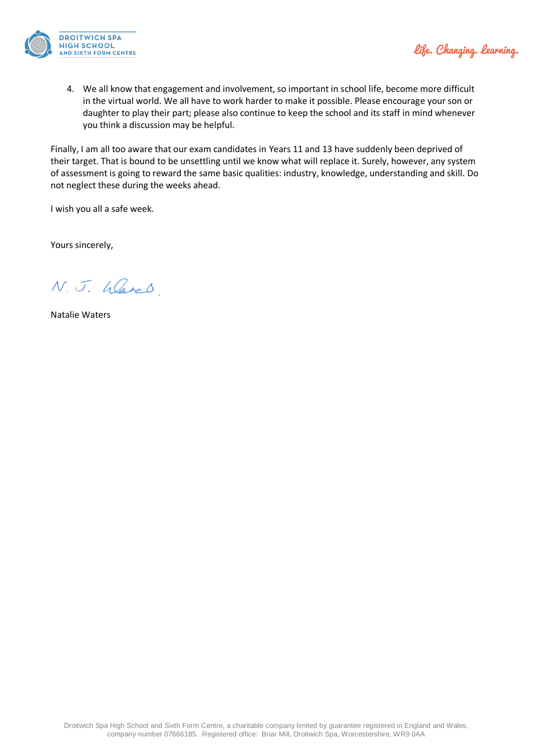4. We all know that engagement and involvement, so important in school life, become more difficult in the virtual world. We all have to work harder to make it possible. Please encourage your son or daughter to play their part; please also continue to keep the school and its staff in mind whenever you think a discussion may be helpful.

Finally, I am all too aware that our exam candidates in Years 11 and 13 have suddenly been deprived of their target. That is bound to be unsettling until we know what will replace it. Surely, however, any system of assessment is going to reward the same basic qualities: industry, knowledge, understanding and skill. Do not neglect these during the weeks ahead.

I wish you all a safe week.

Yours sincerely,

N. J. Waters

Natalie Waters